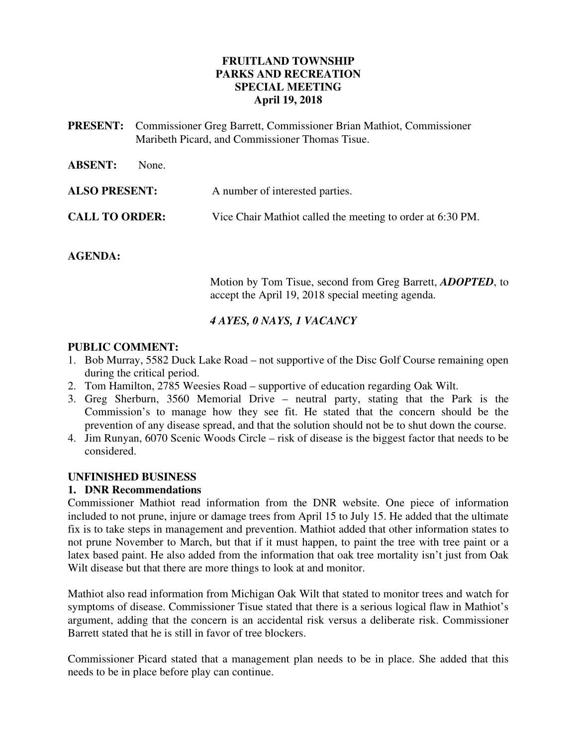# FRUITLAND TOWNSHIP
# PARKS AND RECREATION
# SPECIAL MEETING
# April 19, 2018

**PRESENT:** Commissioner Greg Barrett, Commissioner Brian Mathiot, Commissioner Maribeth Picard, and Commissioner Thomas Tisue.

**ABSENT:** None.

**ALSO PRESENT:** A number of interested parties.

**CALL TO ORDER:** Vice Chair Mathiot called the meeting to order at 6:30 PM.

**AGENDA:**

Motion by Tom Tisue, second from Greg Barrett, ***ADOPTED***, to accept the April 19, 2018 special meeting agenda.

***4 AYES, 0 NAYS, 1 VACANCY***

**PUBLIC COMMENT:**

1. Bob Murray, 5582 Duck Lake Road – not supportive of the Disc Golf Course remaining open during the critical period.
2. Tom Hamilton, 2785 Weesies Road – supportive of education regarding Oak Wilt.
3. Greg Sherburn, 3560 Memorial Drive – neutral party, stating that the Park is the Commission's to manage how they see fit. He stated that the concern should be the prevention of any disease spread, and that the solution should not be to shut down the course.
4. Jim Runyan, 6070 Scenic Woods Circle – risk of disease is the biggest factor that needs to be considered.

**UNFINISHED BUSINESS**

**1. DNR Recommendations**

Commissioner Mathiot read information from the DNR website. One piece of information included to not prune, injure or damage trees from April 15 to July 15. He added that the ultimate fix is to take steps in management and prevention. Mathiot added that other information states to not prune November to March, but that if it must happen, to paint the tree with tree paint or a latex based paint. He also added from the information that oak tree mortality isn't just from Oak Wilt disease but that there are more things to look at and monitor.

Mathiot also read information from Michigan Oak Wilt that stated to monitor trees and watch for symptoms of disease. Commissioner Tisue stated that there is a serious logical flaw in Mathiot's argument, adding that the concern is an accidental risk versus a deliberate risk. Commissioner Barrett stated that he is still in favor of tree blockers.

Commissioner Picard stated that a management plan needs to be in place. She added that this needs to be in place before play can continue.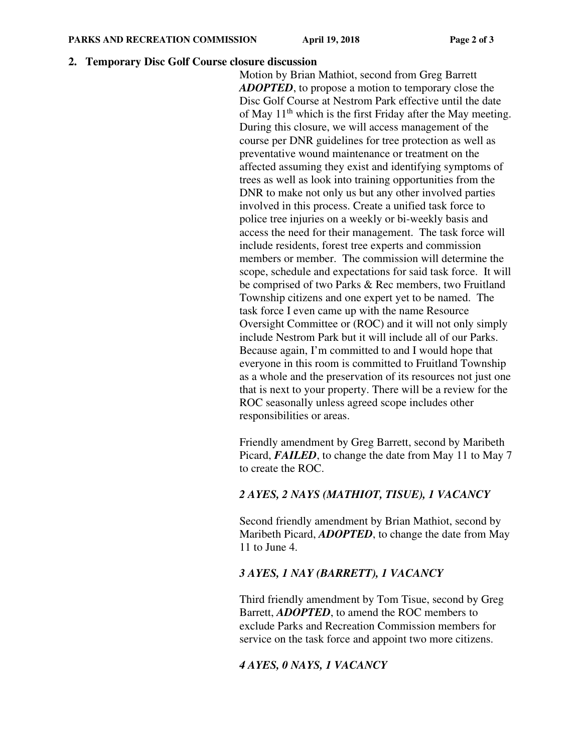## 2. Temporary Disc Golf Course closure discussion

Motion by Brian Mathiot, second from Greg Barrett ***ADOPTED***, to propose a motion to temporary close the Disc Golf Course at Nestrom Park effective until the date of May 11th which is the first Friday after the May meeting. During this closure, we will access management of the course per DNR guidelines for tree protection as well as preventative wound maintenance or treatment on the affected assuming they exist and identifying symptoms of trees as well as look into training opportunities from the DNR to make not only us but any other involved parties involved in this process. Create a unified task force to police tree injuries on a weekly or bi-weekly basis and access the need for their management. The task force will include residents, forest tree experts and commission members or member. The commission will determine the scope, schedule and expectations for said task force. It will be comprised of two Parks & Rec members, two Fruitland Township citizens and one expert yet to be named. The task force I even came up with the name Resource Oversight Committee or (ROC) and it will not only simply include Nestrom Park but it will include all of our Parks. Because again, I'm committed to and I would hope that everyone in this room is committed to Fruitland Township as a whole and the preservation of its resources not just one that is next to your property. There will be a review for the ROC seasonally unless agreed scope includes other responsibilities or areas.

Friendly amendment by Greg Barrett, second by Maribeth Picard, ***FAILED***, to change the date from May 11 to May 7 to create the ROC.

***2 AYES, 2 NAYS (MATHIOT, TISUE), 1 VACANCY***

Second friendly amendment by Brian Mathiot, second by Maribeth Picard, ***ADOPTED***, to change the date from May 11 to June 4.

***3 AYES, 1 NAY (BARRETT), 1 VACANCY***

Third friendly amendment by Tom Tisue, second by Greg Barrett, ***ADOPTED***, to amend the ROC members to exclude Parks and Recreation Commission members for service on the task force and appoint two more citizens.

***4 AYES, 0 NAYS, 1 VACANCY***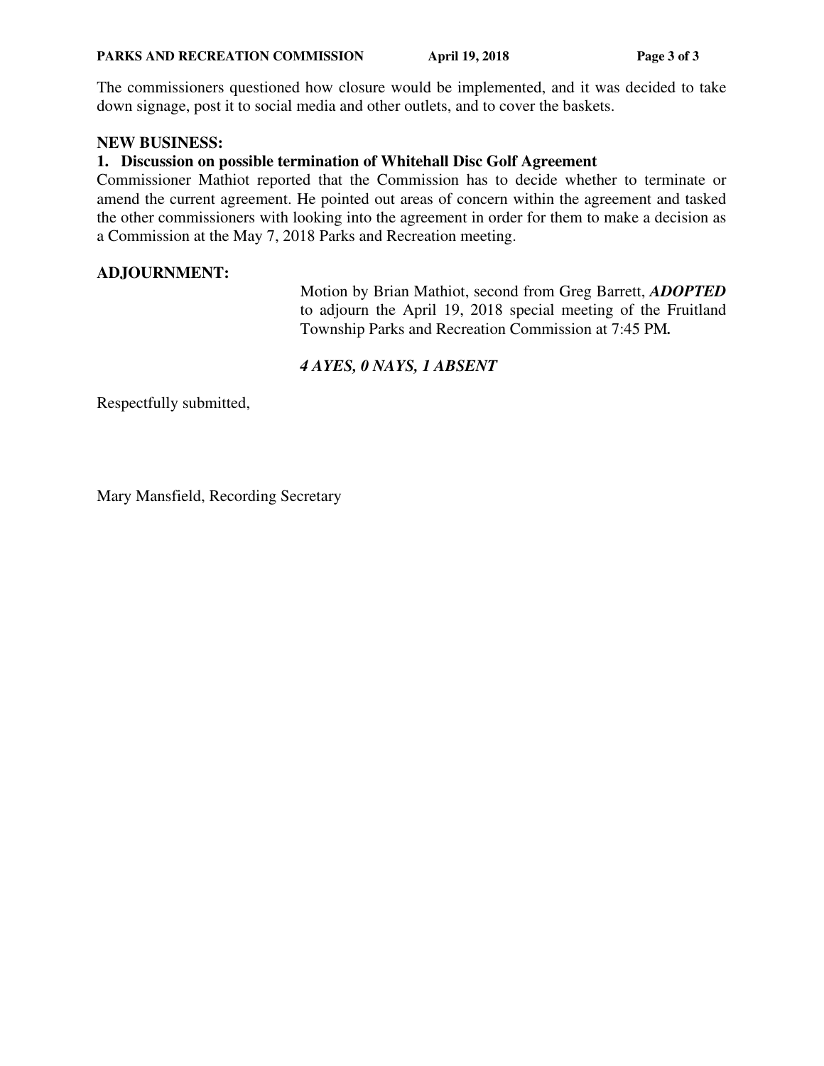The commissioners questioned how closure would be implemented, and it was decided to take down signage, post it to social media and other outlets, and to cover the baskets.

**NEW BUSINESS:**

**1. Discussion on possible termination of Whitehall Disc Golf Agreement**

Commissioner Mathiot reported that the Commission has to decide whether to terminate or amend the current agreement. He pointed out areas of concern within the agreement and tasked the other commissioners with looking into the agreement in order for them to make a decision as a Commission at the May 7, 2018 Parks and Recreation meeting.

**ADJOURNMENT:**

Motion by Brian Mathiot, second from Greg Barrett, ***ADOPTED*** to adjourn the April 19, 2018 special meeting of the Fruitland Township Parks and Recreation Commission at 7:45 PM***.***

***4 AYES, 0 NAYS, 1 ABSENT***

Respectfully submitted,

Mary Mansfield, Recording Secretary